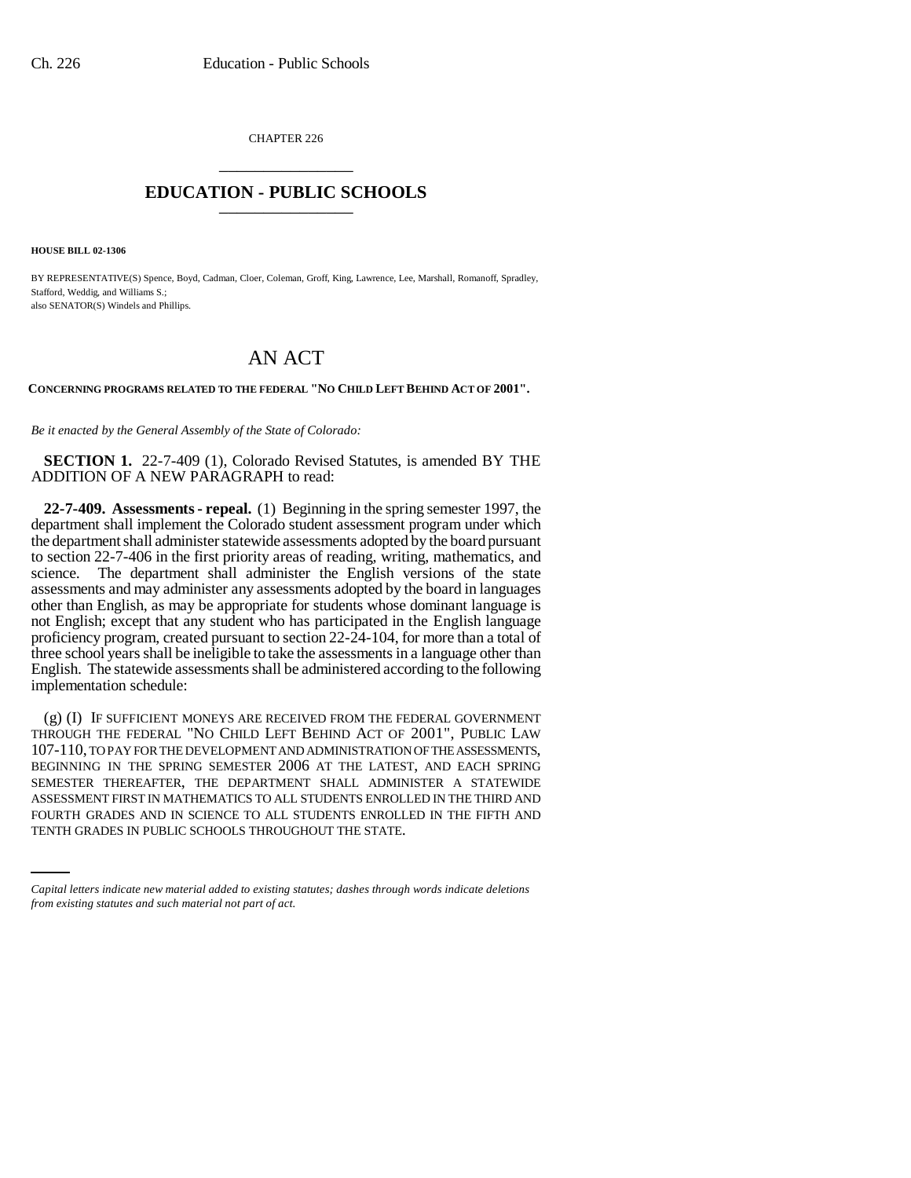CHAPTER 226

# EDUCATION - PUBLIC SCHOOLS

**HOUSE BILL 02-1306**

BY REPRESENTATIVE(S) Spence, Boyd, Cadman, Cloer, Coleman, Groff, King, Lawrence, Lee, Marshall, Romanoff, Spradley, Stafford, Weddig, and Williams S.;
also SENATOR(S) Windels and Phillips.

# AN ACT

**CONCERNING PROGRAMS RELATED TO THE FEDERAL "NO CHILD LEFT BEHIND ACT OF 2001".**

*Be it enacted by the General Assembly of the State of Colorado:*

**SECTION 1.** 22-7-409 (1), Colorado Revised Statutes, is amended BY THE ADDITION OF A NEW PARAGRAPH to read:

**22-7-409. Assessments - repeal.** (1) Beginning in the spring semester 1997, the department shall implement the Colorado student assessment program under which the department shall administer statewide assessments adopted by the board pursuant to section 22-7-406 in the first priority areas of reading, writing, mathematics, and science. The department shall administer the English versions of the state assessments and may administer any assessments adopted by the board in languages other than English, as may be appropriate for students whose dominant language is not English; except that any student who has participated in the English language proficiency program, created pursuant to section 22-24-104, for more than a total of three school years shall be ineligible to take the assessments in a language other than English. The statewide assessments shall be administered according to the following implementation schedule:

(g) (I) IF SUFFICIENT MONEYS ARE RECEIVED FROM THE FEDERAL GOVERNMENT THROUGH THE FEDERAL "NO CHILD LEFT BEHIND ACT OF 2001", PUBLIC LAW 107-110, TO PAY FOR THE DEVELOPMENT AND ADMINISTRATION OF THE ASSESSMENTS, BEGINNING IN THE SPRING SEMESTER 2006 AT THE LATEST, AND EACH SPRING SEMESTER THEREAFTER, THE DEPARTMENT SHALL ADMINISTER A STATEWIDE ASSESSMENT FIRST IN MATHEMATICS TO ALL STUDENTS ENROLLED IN THE THIRD AND FOURTH GRADES AND IN SCIENCE TO ALL STUDENTS ENROLLED IN THE FIFTH AND TENTH GRADES IN PUBLIC SCHOOLS THROUGHOUT THE STATE.

*Capital letters indicate new material added to existing statutes; dashes through words indicate deletions from existing statutes and such material not part of act.*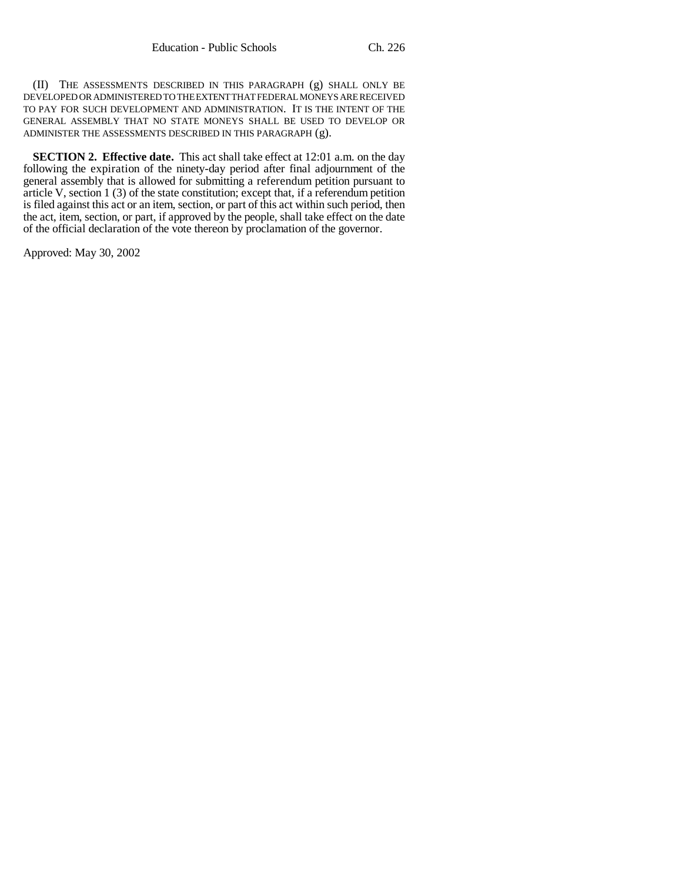(II) THE ASSESSMENTS DESCRIBED IN THIS PARAGRAPH (g) SHALL ONLY BE DEVELOPED OR ADMINISTERED TO THE EXTENT THAT FEDERAL MONEYS ARE RECEIVED TO PAY FOR SUCH DEVELOPMENT AND ADMINISTRATION. IT IS THE INTENT OF THE GENERAL ASSEMBLY THAT NO STATE MONEYS SHALL BE USED TO DEVELOP OR ADMINISTER THE ASSESSMENTS DESCRIBED IN THIS PARAGRAPH (g).

**SECTION 2. Effective date.** This act shall take effect at 12:01 a.m. on the day following the expiration of the ninety-day period after final adjournment of the general assembly that is allowed for submitting a referendum petition pursuant to article V, section 1 (3) of the state constitution; except that, if a referendum petition is filed against this act or an item, section, or part of this act within such period, then the act, item, section, or part, if approved by the people, shall take effect on the date of the official declaration of the vote thereon by proclamation of the governor.

Approved: May 30, 2002